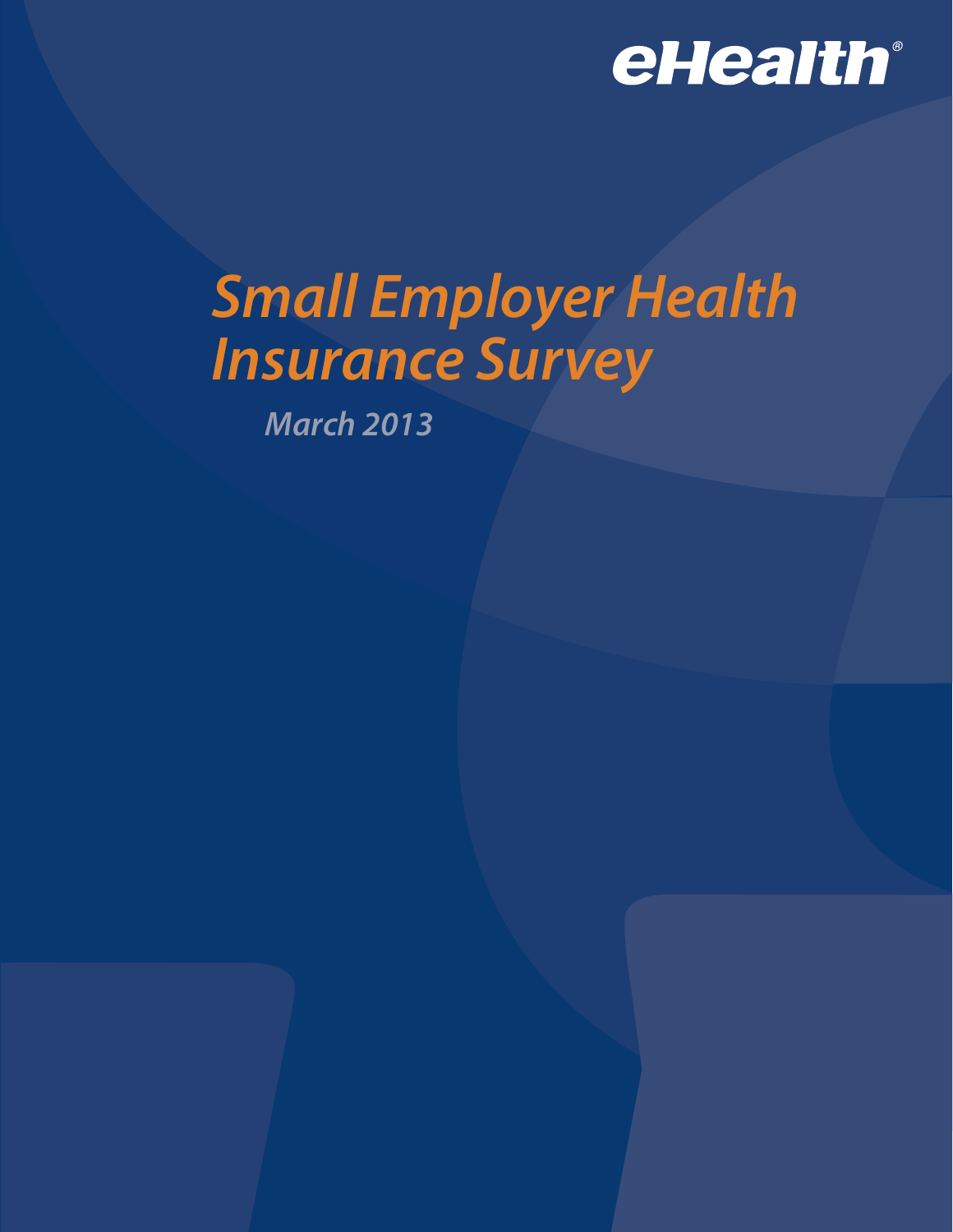eHealth®

# *Small Employer Health Insurance Survey*

*March 2013*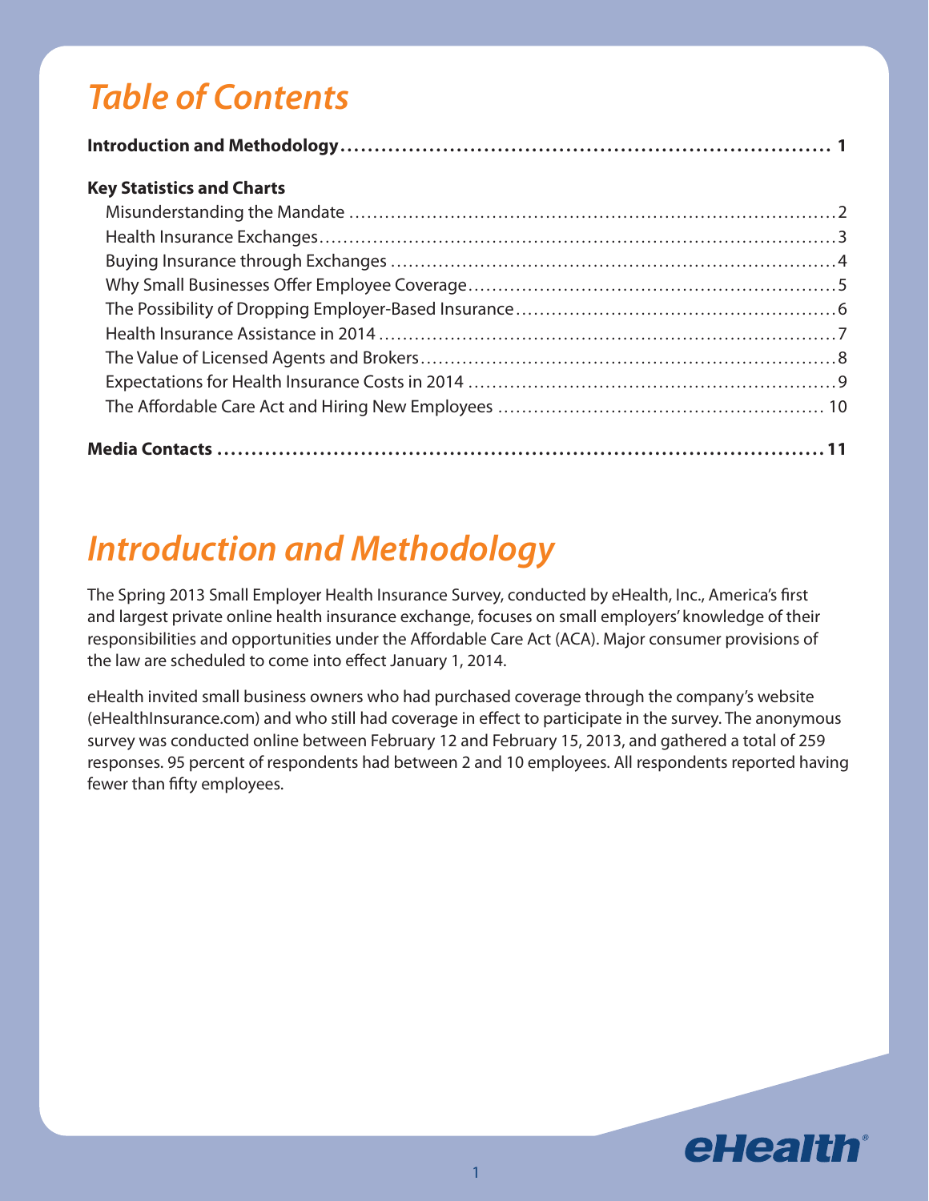# Table of Contents

**Introduction and Methodology** .......... **1**

**Key Statistics and Charts**

- Misunderstanding the Mandate .......... 2
- Health Insurance Exchanges .......... 3
- Buying Insurance through Exchanges .......... 4
- Why Small Businesses Offer Employee Coverage .......... 5
- The Possibility of Dropping Employer-Based Insurance .......... 6
- Health Insurance Assistance in 2014 .......... 7
- The Value of Licensed Agents and Brokers .......... 8
- Expectations for Health Insurance Costs in 2014 .......... 9
- The Affordable Care Act and Hiring New Employees .......... 10

**Media Contacts** .......... **11**

# Introduction and Methodology

The Spring 2013 Small Employer Health Insurance Survey, conducted by eHealth, Inc., America's first and largest private online health insurance exchange, focuses on small employers' knowledge of their responsibilities and opportunities under the Affordable Care Act (ACA). Major consumer provisions of the law are scheduled to come into effect January 1, 2014.

eHealth invited small business owners who had purchased coverage through the company's website (eHealthInsurance.com) and who still had coverage in effect to participate in the survey. The anonymous survey was conducted online between February 12 and February 15, 2013, and gathered a total of 259 responses. 95 percent of respondents had between 2 and 10 employees. All respondents reported having fewer than fifty employees.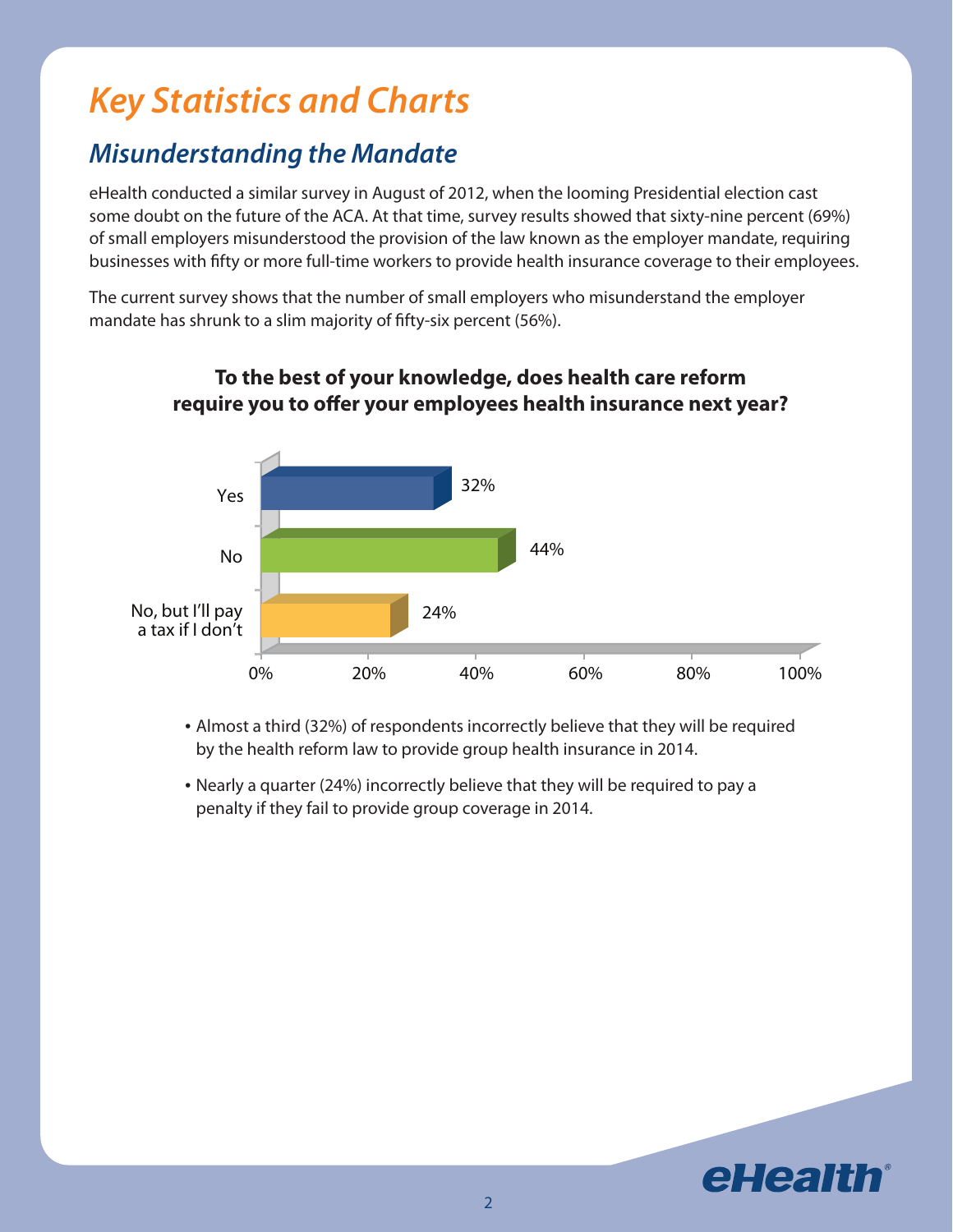# Key Statistics and Charts

## Misunderstanding the Mandate

eHealth conducted a similar survey in August of 2012, when the looming Presidential election cast some doubt on the future of the ACA. At that time, survey results showed that sixty-nine percent (69%) of small employers misunderstood the provision of the law known as the employer mandate, requiring businesses with fifty or more full-time workers to provide health insurance coverage to their employees.

The current survey shows that the number of small employers who misunderstand the employer mandate has shrunk to a slim majority of fifty-six percent (56%).

**To the best of your knowledge, does health care reform require you to offer your employees health insurance next year?**

| Response | Percentage |
| --- | --- |
| Yes | 32% |
| No | 44% |
| No, but I'll pay a tax if I don't | 24% |

- Almost a third (32%) of respondents incorrectly believe that they will be required by the health reform law to provide group health insurance in 2014.
- Nearly a quarter (24%) incorrectly believe that they will be required to pay a penalty if they fail to provide group coverage in 2014.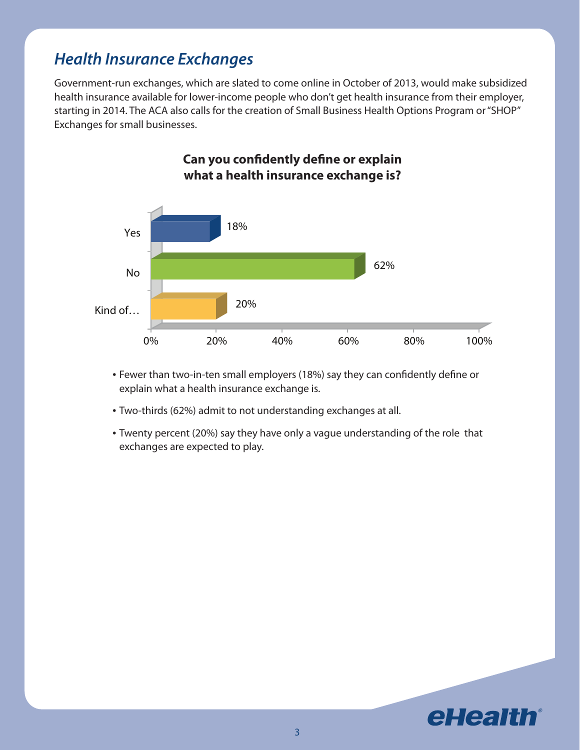## *Health Insurance Exchanges*

Government-run exchanges, which are slated to come online in October of 2013, would make subsidized health insurance available for lower-income people who don't get health insurance from their employer, starting in 2014. The ACA also calls for the creation of Small Business Health Options Program or "SHOP" Exchanges for small businesses.

**Can you confidently define or explain what a health insurance exchange is?**

| Response | Percentage |
|---|---|
| Yes | 18% |
| No | 62% |
| Kind of… | 20% |

- Fewer than two-in-ten small employers (18%) say they can confidently define or explain what a health insurance exchange is.
- Two-thirds (62%) admit to not understanding exchanges at all.
- Twenty percent (20%) say they have only a vague understanding of the role that exchanges are expected to play.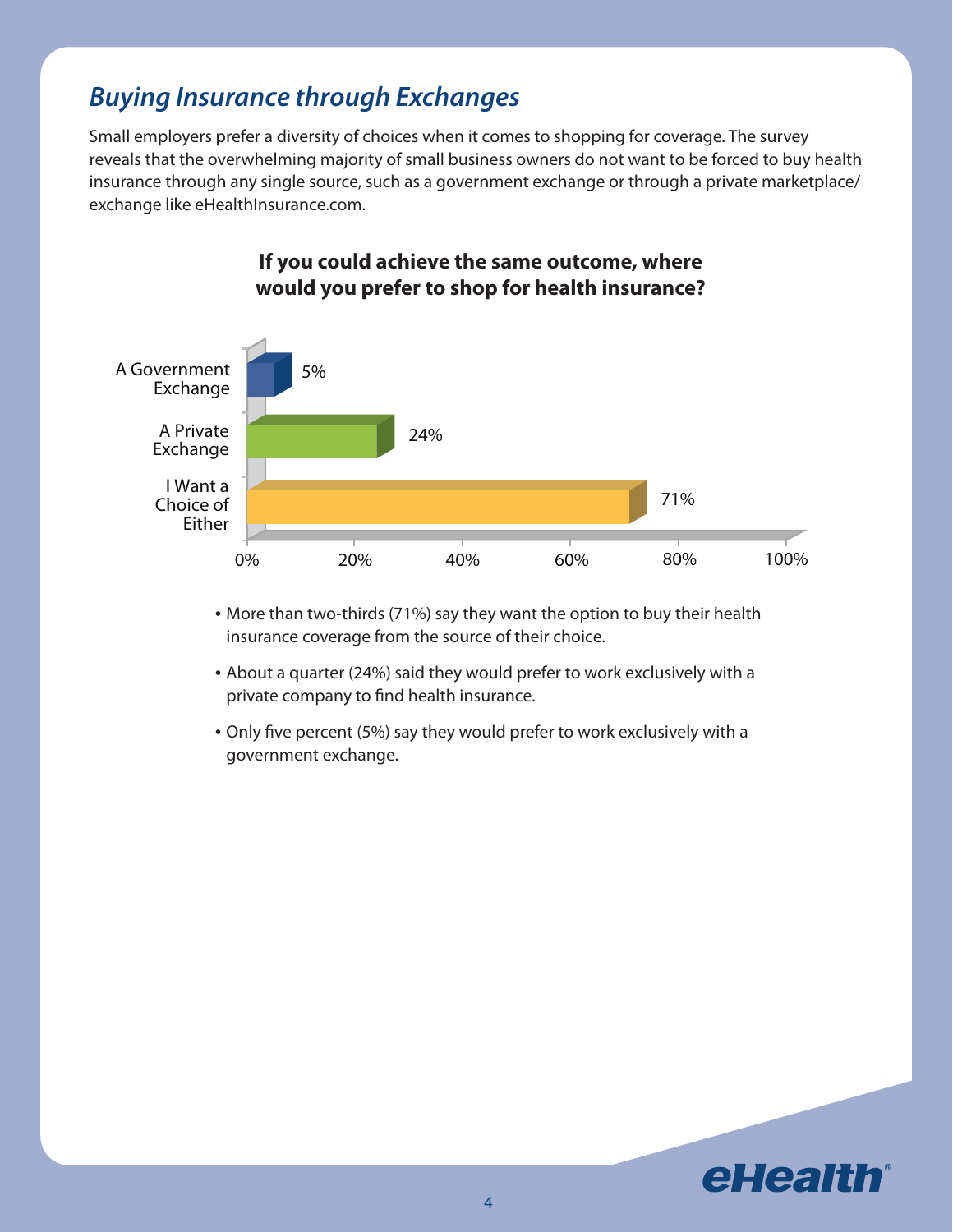## *Buying Insurance through Exchanges*

Small employers prefer a diversity of choices when it comes to shopping for coverage. The survey reveals that the overwhelming majority of small business owners do not want to be forced to buy health insurance through any single source, such as a government exchange or through a private marketplace/exchange like eHealthInsurance.com.

**If you could achieve the same outcome, where would you prefer to shop for health insurance?**

| Response | Percentage |
| --- | --- |
| A Government Exchange | 5% |
| A Private Exchange | 24% |
| I Want a Choice of Either | 71% |

- More than two-thirds (71%) say they want the option to buy their health insurance coverage from the source of their choice.
- About a quarter (24%) said they would prefer to work exclusively with a private company to find health insurance.
- Only five percent (5%) say they would prefer to work exclusively with a government exchange.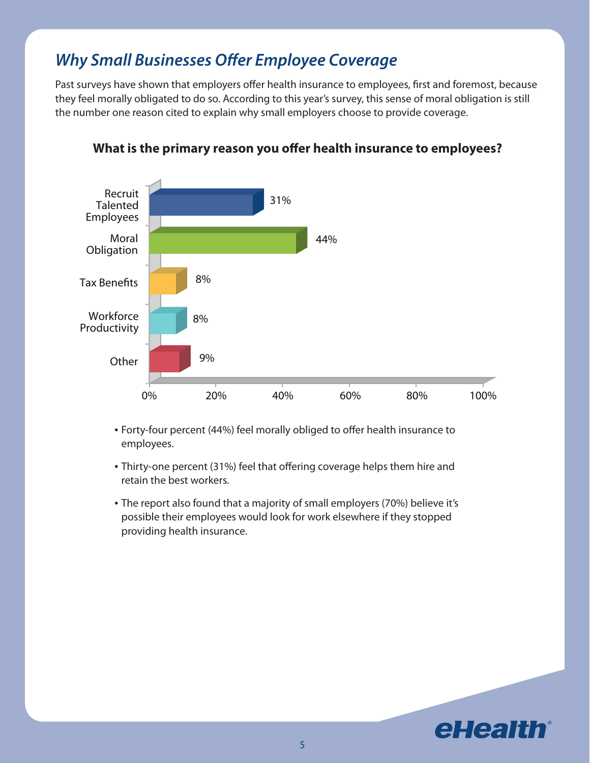## *Why Small Businesses Offer Employee Coverage*

Past surveys have shown that employers offer health insurance to employees, first and foremost, because they feel morally obligated to do so. According to this year's survey, this sense of moral obligation is still the number one reason cited to explain why small employers choose to provide coverage.

**What is the primary reason you offer health insurance to employees?**

| Reason | Percent |
| --- | --- |
| Recruit Talented Employees | 31% |
| Moral Obligation | 44% |
| Tax Benefits | 8% |
| Workforce Productivity | 8% |
| Other | 9% |

- Forty-four percent (44%) feel morally obliged to offer health insurance to employees.
- Thirty-one percent (31%) feel that offering coverage helps them hire and retain the best workers.
- The report also found that a majority of small employers (70%) believe it's possible their employees would look for work elsewhere if they stopped providing health insurance.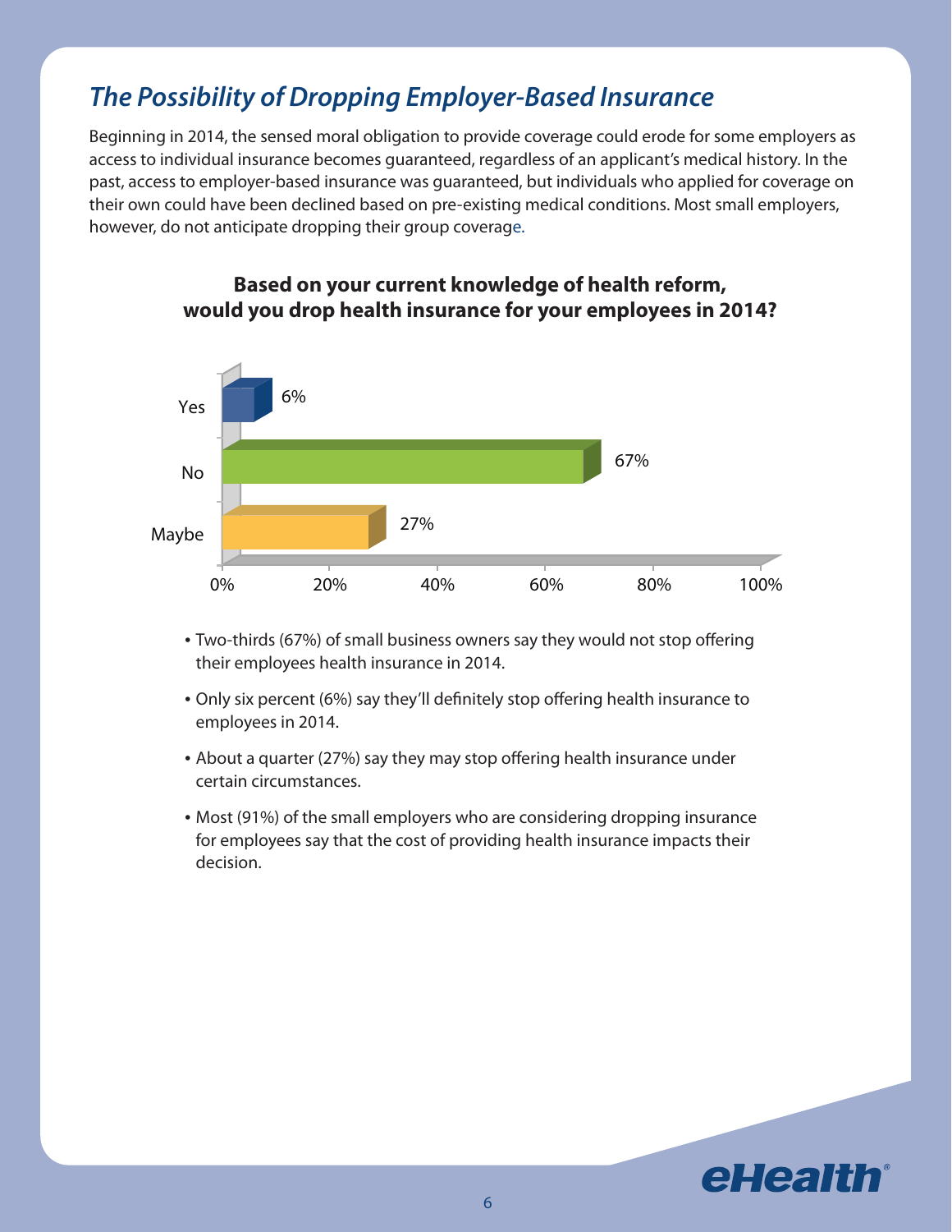## *The Possibility of Dropping Employer-Based Insurance*

Beginning in 2014, the sensed moral obligation to provide coverage could erode for some employers as access to individual insurance becomes guaranteed, regardless of an applicant's medical history. In the past, access to employer-based insurance was guaranteed, but individuals who applied for coverage on their own could have been declined based on pre-existing medical conditions. Most small employers, however, do not anticipate dropping their group coverage.

**Based on your current knowledge of health reform, would you drop health insurance for your employees in 2014?**

| Response | Percentage |
| --- | --- |
| Yes | 6% |
| No | 67% |
| Maybe | 27% |

- Two-thirds (67%) of small business owners say they would not stop offering their employees health insurance in 2014.
- Only six percent (6%) say they'll definitely stop offering health insurance to employees in 2014.
- About a quarter (27%) say they may stop offering health insurance under certain circumstances.
- Most (91%) of the small employers who are considering dropping insurance for employees say that the cost of providing health insurance impacts their decision.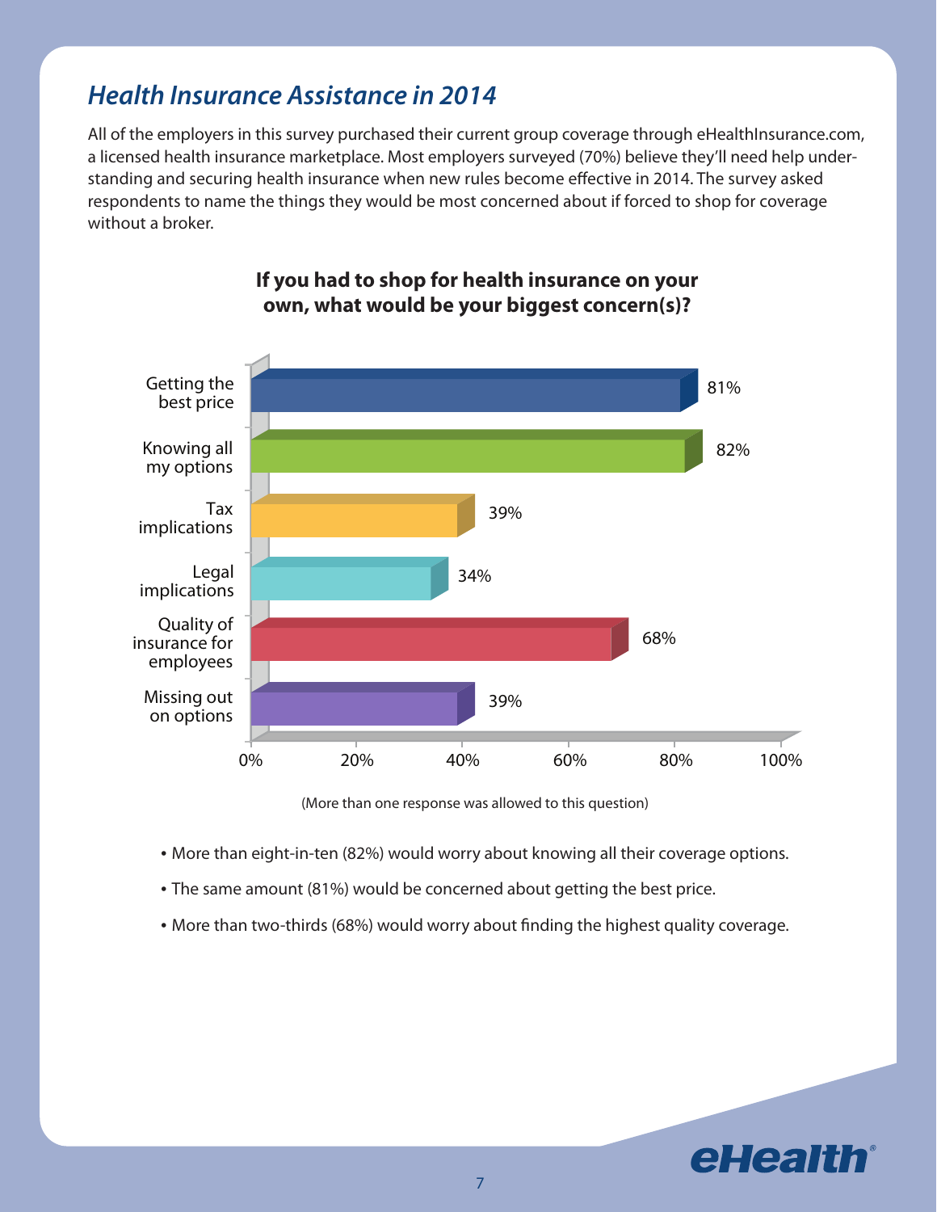## *Health Insurance Assistance in 2014*

All of the employers in this survey purchased their current group coverage through eHealthInsurance.com, a licensed health insurance marketplace. Most employers surveyed (70%) believe they'll need help understanding and securing health insurance when new rules become effective in 2014. The survey asked respondents to name the things they would be most concerned about if forced to shop for coverage without a broker.

**If you had to shop for health insurance on your own, what would be your biggest concern(s)?**

| Concern | Percentage |
|---|---|
| Getting the best price | 81% |
| Knowing all my options | 82% |
| Tax implications | 39% |
| Legal implications | 34% |
| Quality of insurance for employees | 68% |
| Missing out on options | 39% |

(More than one response was allowed to this question)

- More than eight-in-ten (82%) would worry about knowing all their coverage options.
- The same amount (81%) would be concerned about getting the best price.
- More than two-thirds (68%) would worry about finding the highest quality coverage.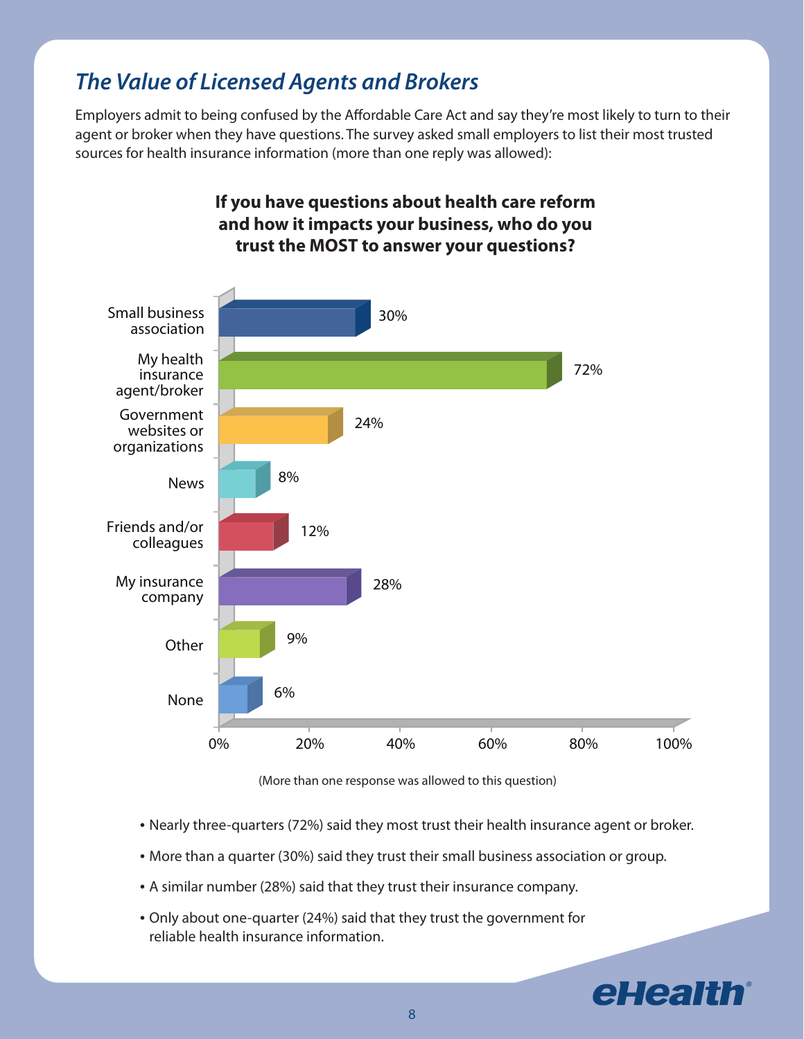## *The Value of Licensed Agents and Brokers*

Employers admit to being confused by the Affordable Care Act and say they're most likely to turn to their agent or broker when they have questions. The survey asked small employers to list their most trusted sources for health insurance information (more than one reply was allowed):

**If you have questions about health care reform and how it impacts your business, who do you trust the MOST to answer your questions?**

| Source | Percentage |
|---|---|
| Small business association | 30% |
| My health insurance agent/broker | 72% |
| Government websites or organizations | 24% |
| News | 8% |
| Friends and/or colleagues | 12% |
| My insurance company | 28% |
| Other | 9% |
| None | 6% |

(More than one response was allowed to this question)

- Nearly three-quarters (72%) said they most trust their health insurance agent or broker.
- More than a quarter (30%) said they trust their small business association or group.
- A similar number (28%) said that they trust their insurance company.
- Only about one-quarter (24%) said that they trust the government for reliable health insurance information.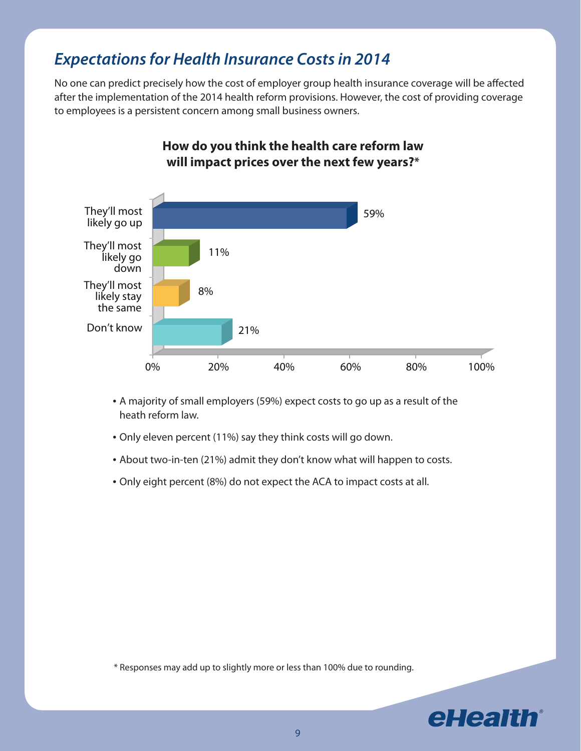## *Expectations for Health Insurance Costs in 2014*

No one can predict precisely how the cost of employer group health insurance coverage will be affected after the implementation of the 2014 health reform provisions. However, the cost of providing coverage to employees is a persistent concern among small business owners.

**How do you think the health care reform law will impact prices over the next few years?***

| Response | Percentage |
|---|---|
| They'll most likely go up | 59% |
| They'll most likely go down | 11% |
| They'll most likely stay the same | 8% |
| Don't know | 21% |

- A majority of small employers (59%) expect costs to go up as a result of the heath reform law.
- Only eleven percent (11%) say they think costs will go down.
- About two-in-ten (21%) admit they don't know what will happen to costs.
- Only eight percent (8%) do not expect the ACA to impact costs at all.

* Responses may add up to slightly more or less than 100% due to rounding.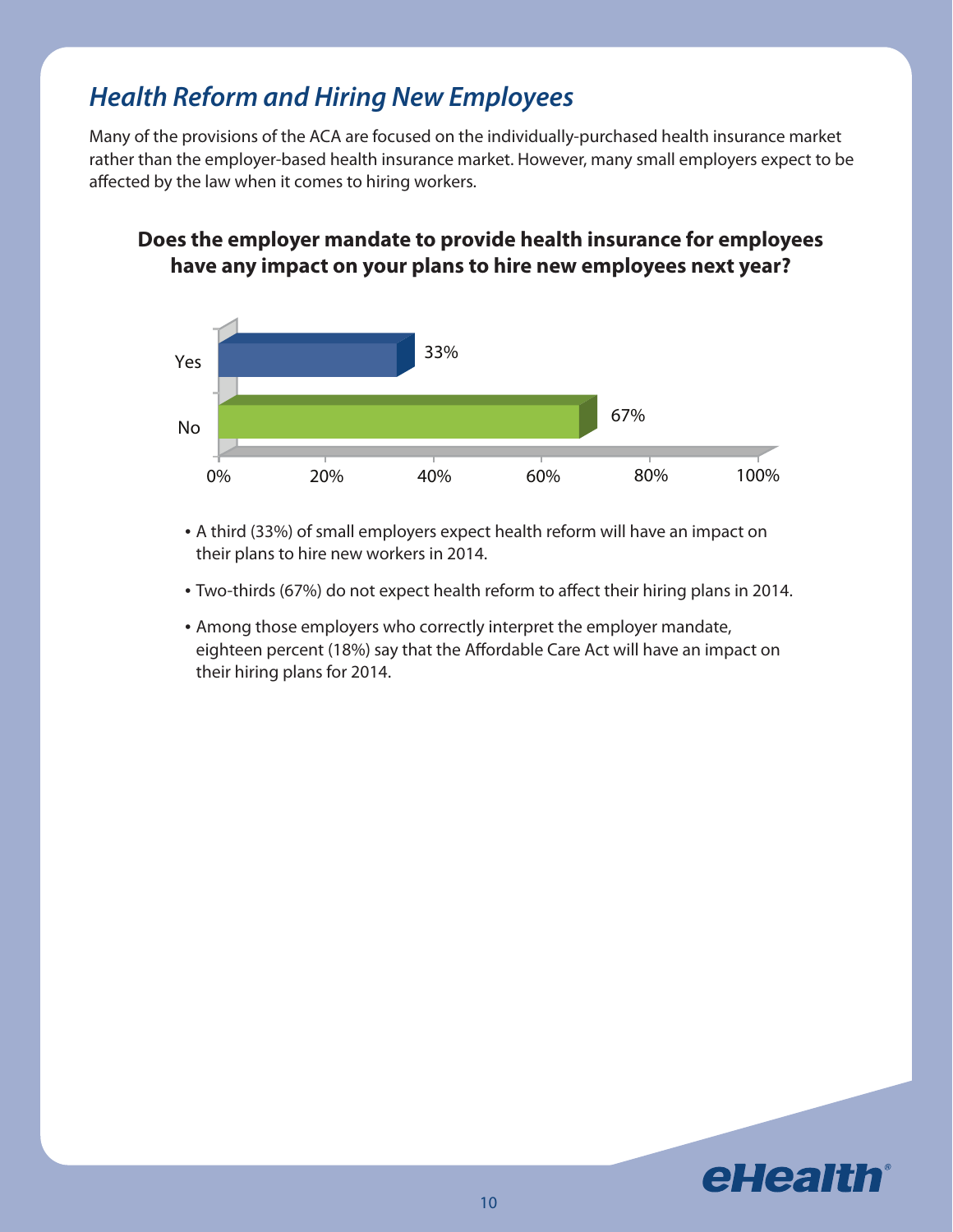# *Health Reform and Hiring New Employees*

Many of the provisions of the ACA are focused on the individually-purchased health insurance market rather than the employer-based health insurance market. However, many small employers expect to be affected by the law when it comes to hiring workers.

**Does the employer mandate to provide health insurance for employees have any impact on your plans to hire new employees next year?**

| Response | Percent |
| --- | --- |
| Yes | 33% |
| No | 67% |

- A third (33%) of small employers expect health reform will have an impact on their plans to hire new workers in 2014.
- Two-thirds (67%) do not expect health reform to affect their hiring plans in 2014.
- Among those employers who correctly interpret the employer mandate, eighteen percent (18%) say that the Affordable Care Act will have an impact on their hiring plans for 2014.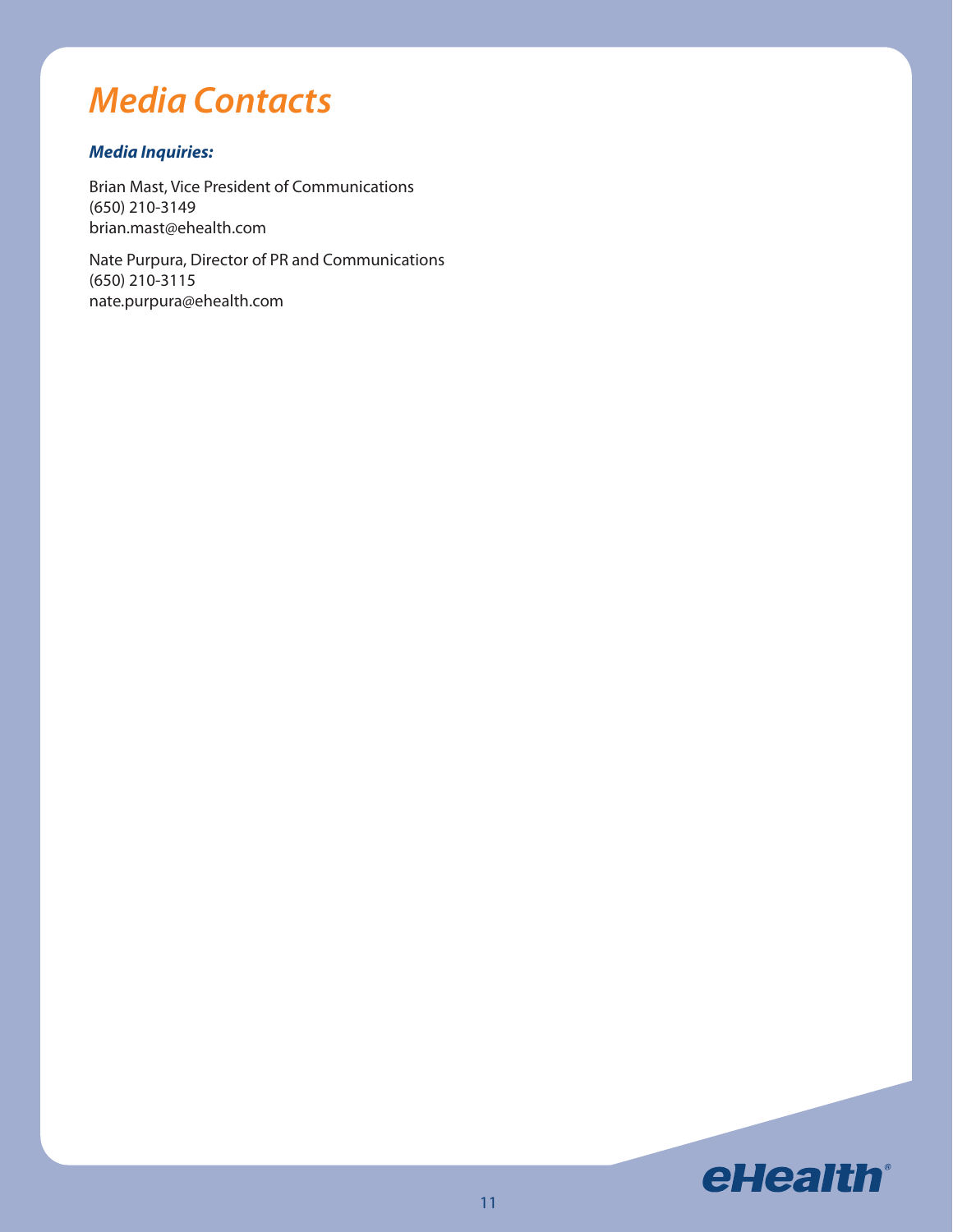# *Media Contacts*

***Media Inquiries:***

Brian Mast, Vice President of Communications
(650) 210-3149
brian.mast@ehealth.com

Nate Purpura, Director of PR and Communications
(650) 210-3115
nate.purpura@ehealth.com